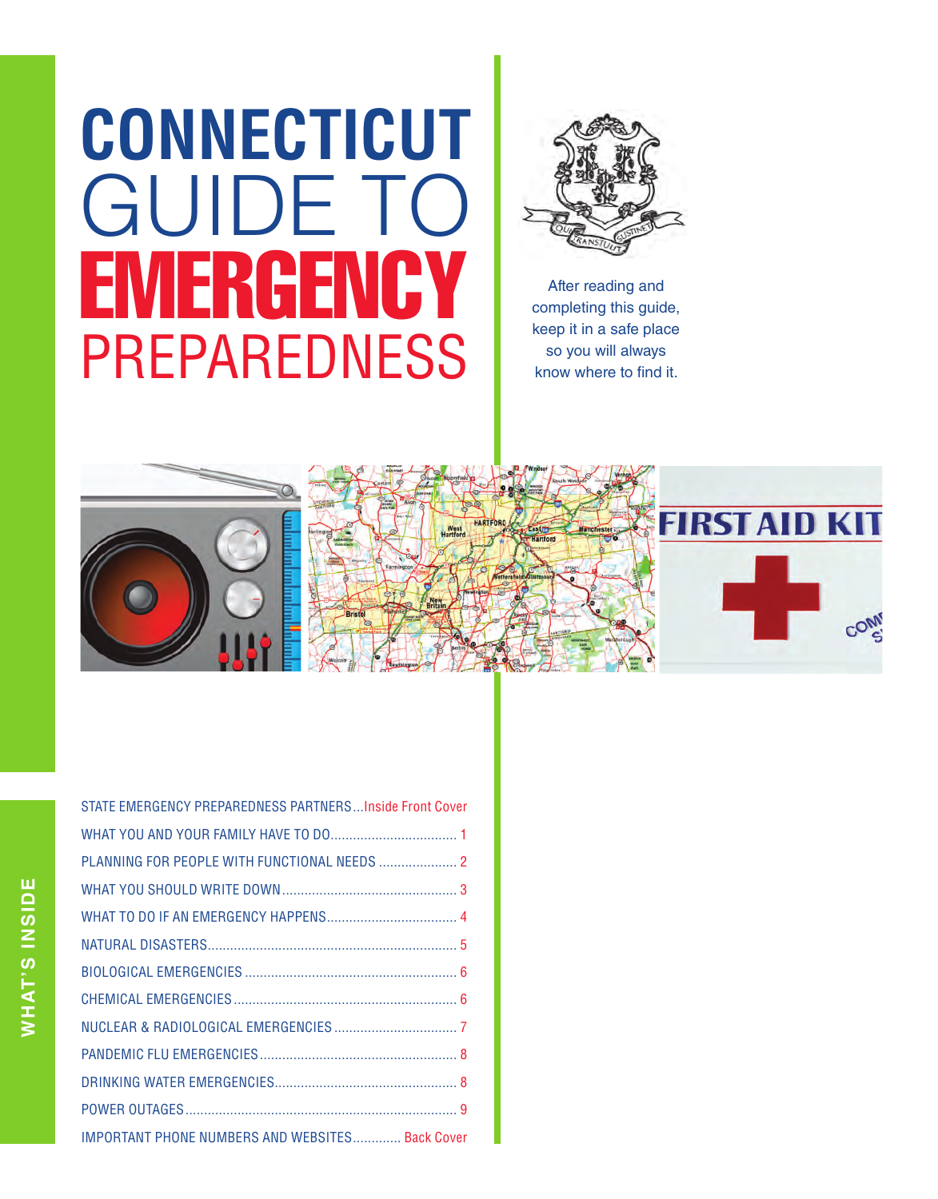# CONNECTICUT GUIDE TO EMERGENCY PREPAREDNESS

After reading and completing this guide, keep it in a safe place so you will always know where to find it.

## WHAT'S INSIDE

- STATE EMERGENCY PREPAREDNESS PARTNERS ... Inside Front Cover
- WHAT YOU AND YOUR FAMILY HAVE TO DO ... 1
- PLANNING FOR PEOPLE WITH FUNCTIONAL NEEDS ... 2
- WHAT YOU SHOULD WRITE DOWN ... 3
- WHAT TO DO IF AN EMERGENCY HAPPENS ... 4
- NATURAL DISASTERS ... 5
- BIOLOGICAL EMERGENCIES ... 6
- CHEMICAL EMERGENCIES ... 6
- NUCLEAR & RADIOLOGICAL EMERGENCIES ... 7
- PANDEMIC FLU EMERGENCIES ... 8
- DRINKING WATER EMERGENCIES ... 8
- POWER OUTAGES ... 9
- IMPORTANT PHONE NUMBERS AND WEBSITES ... Back Cover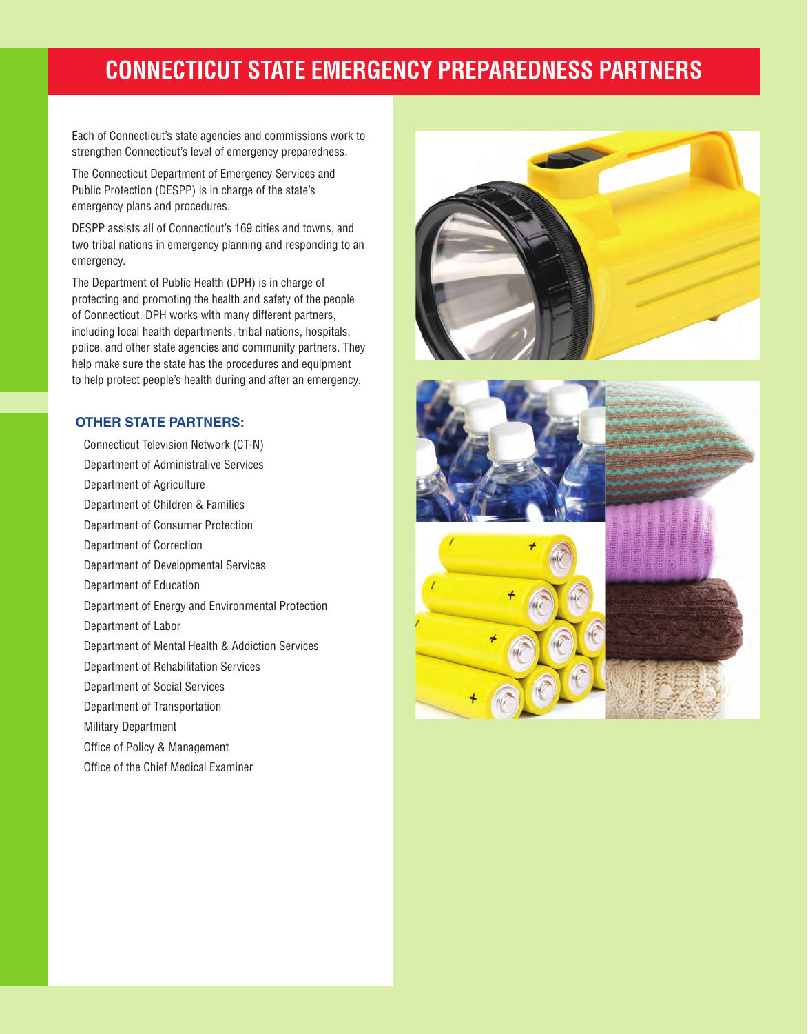# CONNECTICUT STATE EMERGENCY PREPAREDNESS PARTNERS

Each of Connecticut's state agencies and commissions work to strengthen Connecticut's level of emergency preparedness.

The Connecticut Department of Emergency Services and Public Protection (DESPP) is in charge of the state's emergency plans and procedures.

DESPP assists all of Connecticut's 169 cities and towns, and two tribal nations in emergency planning and responding to an emergency.

The Department of Public Health (DPH) is in charge of protecting and promoting the health and safety of the people of Connecticut. DPH works with many different partners, including local health departments, tribal nations, hospitals, police, and other state agencies and community partners. They help make sure the state has the procedures and equipment to help protect people's health during and after an emergency.

## OTHER STATE PARTNERS:

- Connecticut Television Network (CT-N)
- Department of Administrative Services
- Department of Agriculture
- Department of Children & Families
- Department of Consumer Protection
- Department of Correction
- Department of Developmental Services
- Department of Education
- Department of Energy and Environmental Protection
- Department of Labor
- Department of Mental Health & Addiction Services
- Department of Rehabilitation Services
- Department of Social Services
- Department of Transportation
- Military Department
- Office of Policy & Management
- Office of the Chief Medical Examiner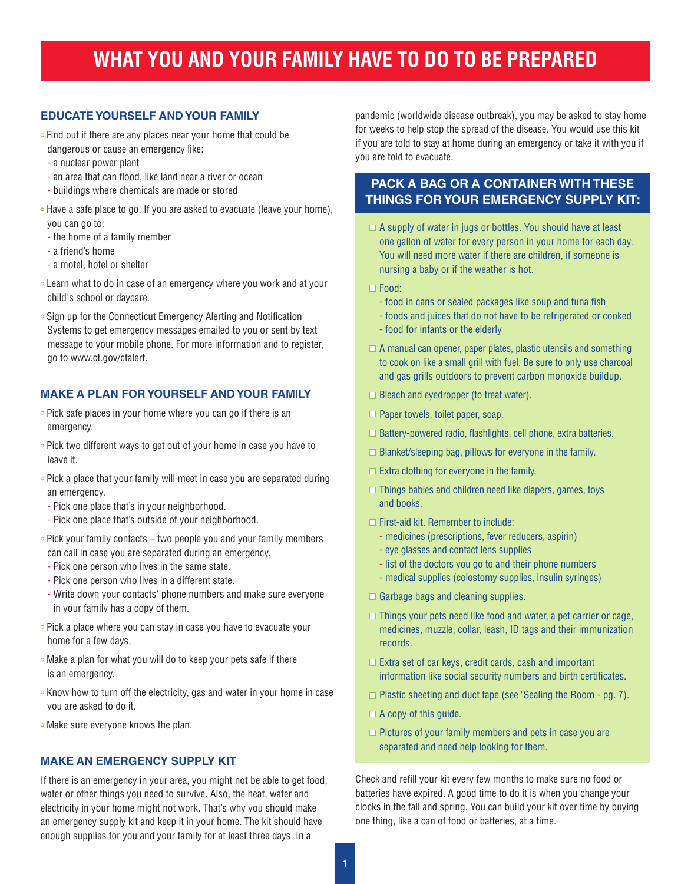# WHAT YOU AND YOUR FAMILY HAVE TO DO TO BE PREPARED

## EDUCATE YOURSELF AND YOUR FAMILY

- Find out if there are any places near your home that could be dangerous or cause an emergency like:
  - a nuclear power plant
  - an area that can flood, like land near a river or ocean
  - buildings where chemicals are made or stored
- Have a safe place to go. If you are asked to evacuate (leave your home), you can go to:
  - the home of a family member
  - a friend's home
  - a motel, hotel or shelter
- Learn what to do in case of an emergency where you work and at your child's school or daycare.
- Sign up for the Connecticut Emergency Alerting and Notification Systems to get emergency messages emailed to you or sent by text message to your mobile phone. For more information and to register, go to www.ct.gov/ctalert.

## MAKE A PLAN FOR YOURSELF AND YOUR FAMILY

- Pick safe places in your home where you can go if there is an emergency.
- Pick two different ways to get out of your home in case you have to leave it.
- Pick a place that your family will meet in case you are separated during an emergency.
  - Pick one place that's in your neighborhood.
  - Pick one place that's outside of your neighborhood.
- Pick your family contacts – two people you and your family members can call in case you are separated during an emergency.
  - Pick one person who lives in the same state.
  - Pick one person who lives in a different state.
  - Write down your contacts' phone numbers and make sure everyone in your family has a copy of them.
- Pick a place where you can stay in case you have to evacuate your home for a few days.
- Make a plan for what you will do to keep your pets safe if there is an emergency.
- Know how to turn off the electricity, gas and water in your home in case you are asked to do it.
- Make sure everyone knows the plan.

## MAKE AN EMERGENCY SUPPLY KIT

If there is an emergency in your area, you might not be able to get food, water or other things you need to survive. Also, the heat, water and electricity in your home might not work. That's why you should make an emergency supply kit and keep it in your home. The kit should have enough supplies for you and your family for at least three days. In a pandemic (worldwide disease outbreak), you may be asked to stay home for weeks to help stop the spread of the disease. You would use this kit if you are told to stay at home during an emergency or take it with you if you are told to evacuate.

### PACK A BAG OR A CONTAINER WITH THESE THINGS FOR YOUR EMERGENCY SUPPLY KIT:

- ☐ A supply of water in jugs or bottles. You should have at least one gallon of water for every person in your home for each day. You will need more water if there are children, if someone is nursing a baby or if the weather is hot.
- ☐ Food:
  - food in cans or sealed packages like soup and tuna fish
  - foods and juices that do not have to be refrigerated or cooked
  - food for infants or the elderly
- ☐ A manual can opener, paper plates, plastic utensils and something to cook on like a small grill with fuel. Be sure to only use charcoal and gas grills outdoors to prevent carbon monoxide buildup.
- ☐ Bleach and eyedropper (to treat water).
- ☐ Paper towels, toilet paper, soap.
- ☐ Battery-powered radio, flashlights, cell phone, extra batteries.
- ☐ Blanket/sleeping bag, pillows for everyone in the family.
- ☐ Extra clothing for everyone in the family.
- ☐ Things babies and children need like diapers, games, toys and books.
- ☐ First-aid kit. Remember to include:
  - medicines (prescriptions, fever reducers, aspirin)
  - eye glasses and contact lens supplies
  - list of the doctors you go to and their phone numbers
  - medical supplies (colostomy supplies, insulin syringes)
- ☐ Garbage bags and cleaning supplies.
- ☐ Things your pets need like food and water, a pet carrier or cage, medicines, muzzle, collar, leash, ID tags and their immunization records.
- ☐ Extra set of car keys, credit cards, cash and important information like social security numbers and birth certificates.
- ☐ Plastic sheeting and duct tape (see "Sealing the Room - pg. 7).
- ☐ A copy of this guide.
- ☐ Pictures of your family members and pets in case you are separated and need help looking for them.

Check and refill your kit every few months to make sure no food or batteries have expired. A good time to do it is when you change your clocks in the fall and spring. You can build your kit over time by buying one thing, like a can of food or batteries, at a time.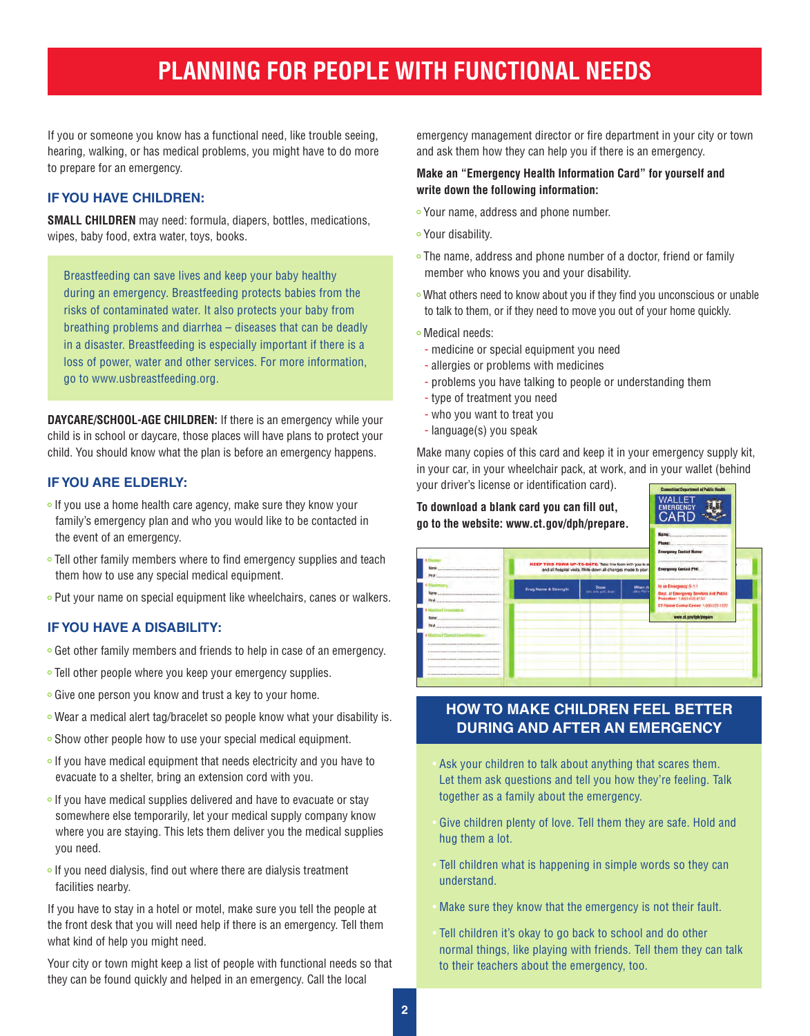# PLANNING FOR PEOPLE WITH FUNCTIONAL NEEDS

If you or someone you know has a functional need, like trouble seeing, hearing, walking, or has medical problems, you might have to do more to prepare for an emergency.

## IF YOU HAVE CHILDREN:

**SMALL CHILDREN** may need: formula, diapers, bottles, medications, wipes, baby food, extra water, toys, books.

Breastfeeding can save lives and keep your baby healthy during an emergency. Breastfeeding protects babies from the risks of contaminated water. It also protects your baby from breathing problems and diarrhea – diseases that can be deadly in a disaster. Breastfeeding is especially important if there is a loss of power, water and other services. For more information, go to www.usbreastfeeding.org.

**DAYCARE/SCHOOL-AGE CHILDREN:** If there is an emergency while your child is in school or daycare, those places will have plans to protect your child. You should know what the plan is before an emergency happens.

## IF YOU ARE ELDERLY:

- If you use a home health care agency, make sure they know your family's emergency plan and who you would like to be contacted in the event of an emergency.
- Tell other family members where to find emergency supplies and teach them how to use any special medical equipment.
- Put your name on special equipment like wheelchairs, canes or walkers.

## IF YOU HAVE A DISABILITY:

- Get other family members and friends to help in case of an emergency.
- Tell other people where you keep your emergency supplies.
- Give one person you know and trust a key to your home.
- Wear a medical alert tag/bracelet so people know what your disability is.
- Show other people how to use your special medical equipment.
- If you have medical equipment that needs electricity and you have to evacuate to a shelter, bring an extension cord with you.
- If you have medical supplies delivered and have to evacuate or stay somewhere else temporarily, let your medical supply company know where you are staying. This lets them deliver you the medical supplies you need.
- If you need dialysis, find out where there are dialysis treatment facilities nearby.

If you have to stay in a hotel or motel, make sure you tell the people at the front desk that you will need help if there is an emergency. Tell them what kind of help you might need.

Your city or town might keep a list of people with functional needs so that they can be found quickly and helped in an emergency. Call the local emergency management director or fire department in your city or town and ask them how they can help you if there is an emergency.

**Make an "Emergency Health Information Card" for yourself and write down the following information:**

- Your name, address and phone number.
- Your disability.
- The name, address and phone number of a doctor, friend or family member who knows you and your disability.
- What others need to know about you if they find you unconscious or unable to talk to them, or if they need to move you out of your home quickly.
- Medical needs:
  - medicine or special equipment you need
  - allergies or problems with medicines
  - problems you have talking to people or understanding them
  - type of treatment you need
  - who you want to treat you
  - language(s) you speak

Make many copies of this card and keep it in your emergency supply kit, in your car, in your wheelchair pack, at work, and in your wallet (behind your driver's license or identification card).

**To download a blank card you can fill out, go to the website: www.ct.gov/dph/prepare.**

## HOW TO MAKE CHILDREN FEEL BETTER DURING AND AFTER AN EMERGENCY

- Ask your children to talk about anything that scares them. Let them ask questions and tell you how they're feeling. Talk together as a family about the emergency.
- Give children plenty of love. Tell them they are safe. Hold and hug them a lot.
- Tell children what is happening in simple words so they can understand.
- Make sure they know that the emergency is not their fault.
- Tell children it's okay to go back to school and do other normal things, like playing with friends. Tell them they can talk to their teachers about the emergency, too.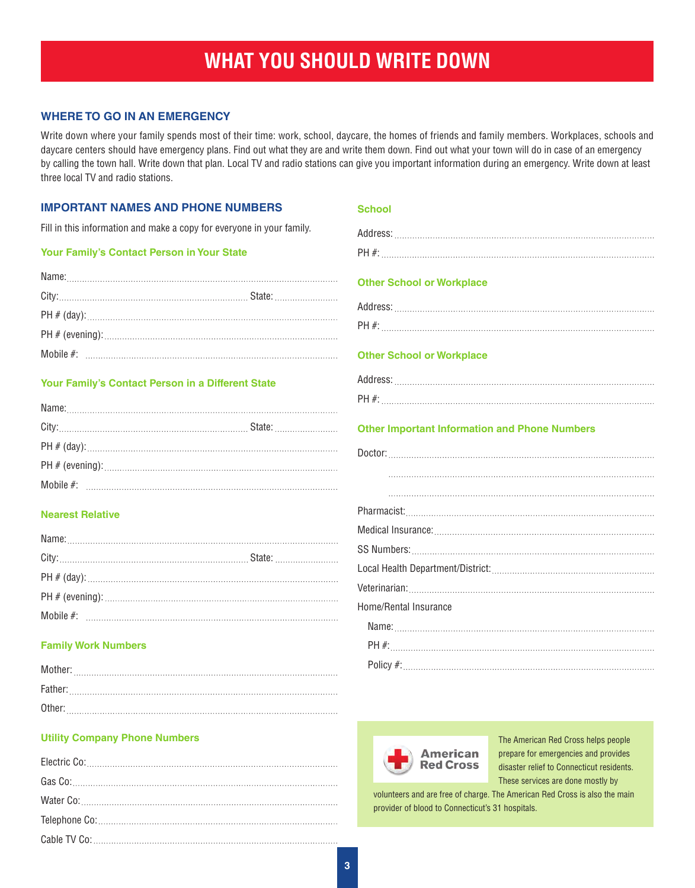# WHAT YOU SHOULD WRITE DOWN

## WHERE TO GO IN AN EMERGENCY

Write down where your family spends most of their time: work, school, daycare, the homes of friends and family members. Workplaces, schools and daycare centers should have emergency plans. Find out what they are and write them down. Find out what your town will do in case of an emergency by calling the town hall. Write down that plan. Local TV and radio stations can give you important information during an emergency. Write down at least three local TV and radio stations.

## IMPORTANT NAMES AND PHONE NUMBERS

Fill in this information and make a copy for everyone in your family.

### Your Family's Contact Person in Your State

Name:........................................................................................

City:............................................................ State: ........................

PH # (day):..................................................................................

PH # (evening):............................................................................

Mobile #: ....................................................................................

### Your Family's Contact Person in a Different State

Name:........................................................................................

City:............................................................ State: ........................

PH # (day):..................................................................................

PH # (evening):............................................................................

Mobile #: ....................................................................................

### Nearest Relative

Name:........................................................................................

City:............................................................ State: ........................

PH # (day):..................................................................................

PH # (evening):............................................................................

Mobile #: ....................................................................................

### Family Work Numbers

Mother:......................................................................................

Father:.......................................................................................

Other:........................................................................................

### Utility Company Phone Numbers

Electric Co:.................................................................................

Gas Co:......................................................................................

Water Co:...................................................................................

Telephone Co:.............................................................................

Cable TV Co:...............................................................................

### School

Address:....................................................................................

PH #:.........................................................................................

### Other School or Workplace

Address:....................................................................................

PH #:.........................................................................................

### Other School or Workplace

Address:....................................................................................

PH #:.........................................................................................

### Other Important Information and Phone Numbers

Doctor:.......................................................................................

..................................................................................................

..................................................................................................

Pharmacist:.................................................................................

Medical Insurance:.......................................................................

SS Numbers:................................................................................

Local Health Department/District:.................................................

Veterinarian:................................................................................

Home/Rental Insurance

Name:........................................................................................

PH #:.........................................................................................

Policy #:.....................................................................................

American Red Cross

The American Red Cross helps people prepare for emergencies and provides disaster relief to Connecticut residents. These services are done mostly by volunteers and are free of charge. The American Red Cross is also the main provider of blood to Connecticut's 31 hospitals.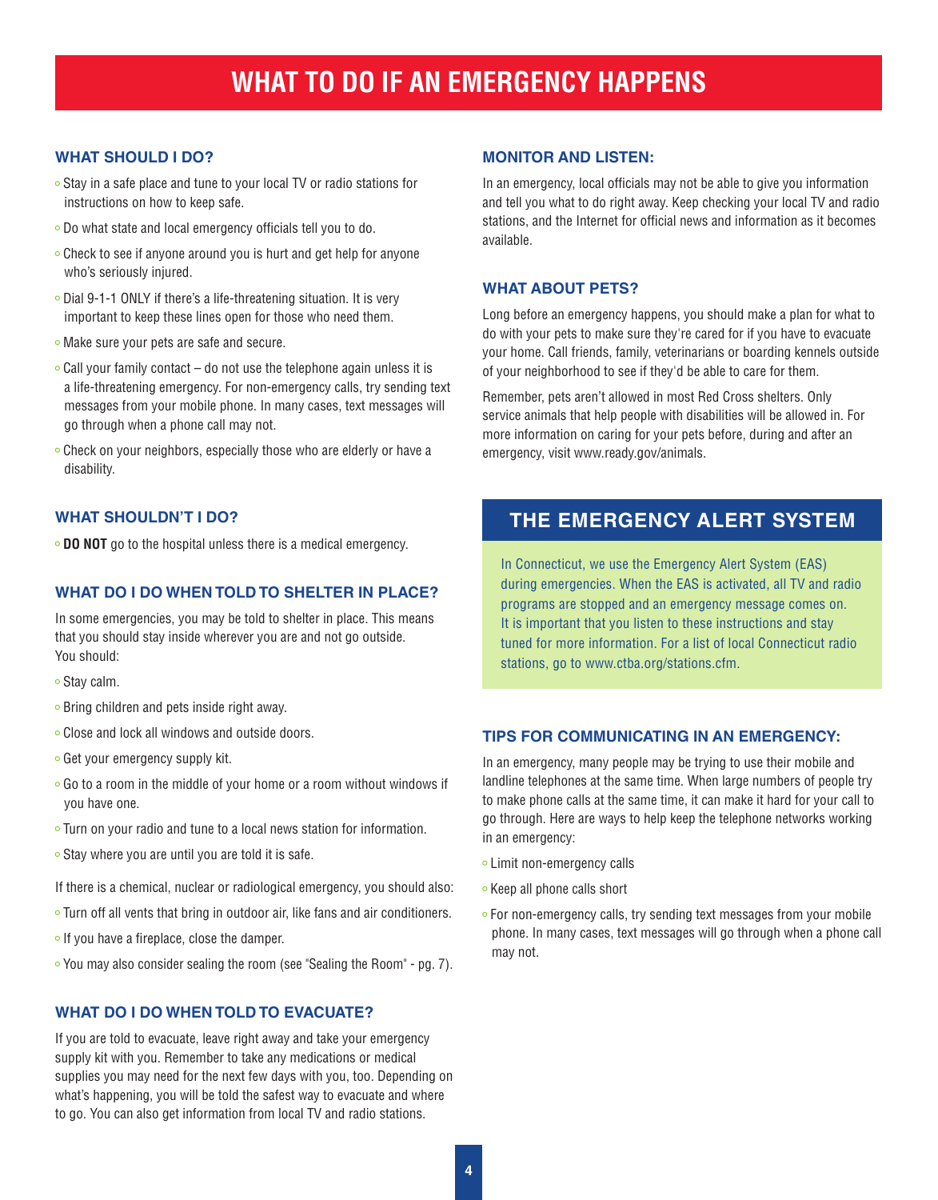# WHAT TO DO IF AN EMERGENCY HAPPENS

## WHAT SHOULD I DO?

- Stay in a safe place and tune to your local TV or radio stations for instructions on how to keep safe.
- Do what state and local emergency officials tell you to do.
- Check to see if anyone around you is hurt and get help for anyone who's seriously injured.
- Dial 9-1-1 ONLY if there's a life-threatening situation. It is very important to keep these lines open for those who need them.
- Make sure your pets are safe and secure.
- Call your family contact – do not use the telephone again unless it is a life-threatening emergency. For non-emergency calls, try sending text messages from your mobile phone. In many cases, text messages will go through when a phone call may not.
- Check on your neighbors, especially those who are elderly or have a disability.

## WHAT SHOULDN'T I DO?

- **DO NOT** go to the hospital unless there is a medical emergency.

## WHAT DO I DO WHEN TOLD TO SHELTER IN PLACE?

In some emergencies, you may be told to shelter in place. This means that you should stay inside wherever you are and not go outside. You should:

- Stay calm.
- Bring children and pets inside right away.
- Close and lock all windows and outside doors.
- Get your emergency supply kit.
- Go to a room in the middle of your home or a room without windows if you have one.
- Turn on your radio and tune to a local news station for information.
- Stay where you are until you are told it is safe.

If there is a chemical, nuclear or radiological emergency, you should also:

- Turn off all vents that bring in outdoor air, like fans and air conditioners.
- If you have a fireplace, close the damper.
- You may also consider sealing the room (see "Sealing the Room" - pg. 7).

## WHAT DO I DO WHEN TOLD TO EVACUATE?

If you are told to evacuate, leave right away and take your emergency supply kit with you. Remember to take any medications or medical supplies you may need for the next few days with you, too. Depending on what's happening, you will be told the safest way to evacuate and where to go. You can also get information from local TV and radio stations.

## MONITOR AND LISTEN:

In an emergency, local officials may not be able to give you information and tell you what to do right away. Keep checking your local TV and radio stations, and the Internet for official news and information as it becomes available.

## WHAT ABOUT PETS?

Long before an emergency happens, you should make a plan for what to do with your pets to make sure they're cared for if you have to evacuate your home. Call friends, family, veterinarians or boarding kennels outside of your neighborhood to see if they'd be able to care for them.

Remember, pets aren't allowed in most Red Cross shelters. Only service animals that help people with disabilities will be allowed in. For more information on caring for your pets before, during and after an emergency, visit www.ready.gov/animals.

## THE EMERGENCY ALERT SYSTEM

In Connecticut, we use the Emergency Alert System (EAS) during emergencies. When the EAS is activated, all TV and radio programs are stopped and an emergency message comes on. It is important that you listen to these instructions and stay tuned for more information. For a list of local Connecticut radio stations, go to www.ctba.org/stations.cfm.

## TIPS FOR COMMUNICATING IN AN EMERGENCY:

In an emergency, many people may be trying to use their mobile and landline telephones at the same time. When large numbers of people try to make phone calls at the same time, it can make it hard for your call to go through. Here are ways to help keep the telephone networks working in an emergency:

- Limit non-emergency calls
- Keep all phone calls short
- For non-emergency calls, try sending text messages from your mobile phone. In many cases, text messages will go through when a phone call may not.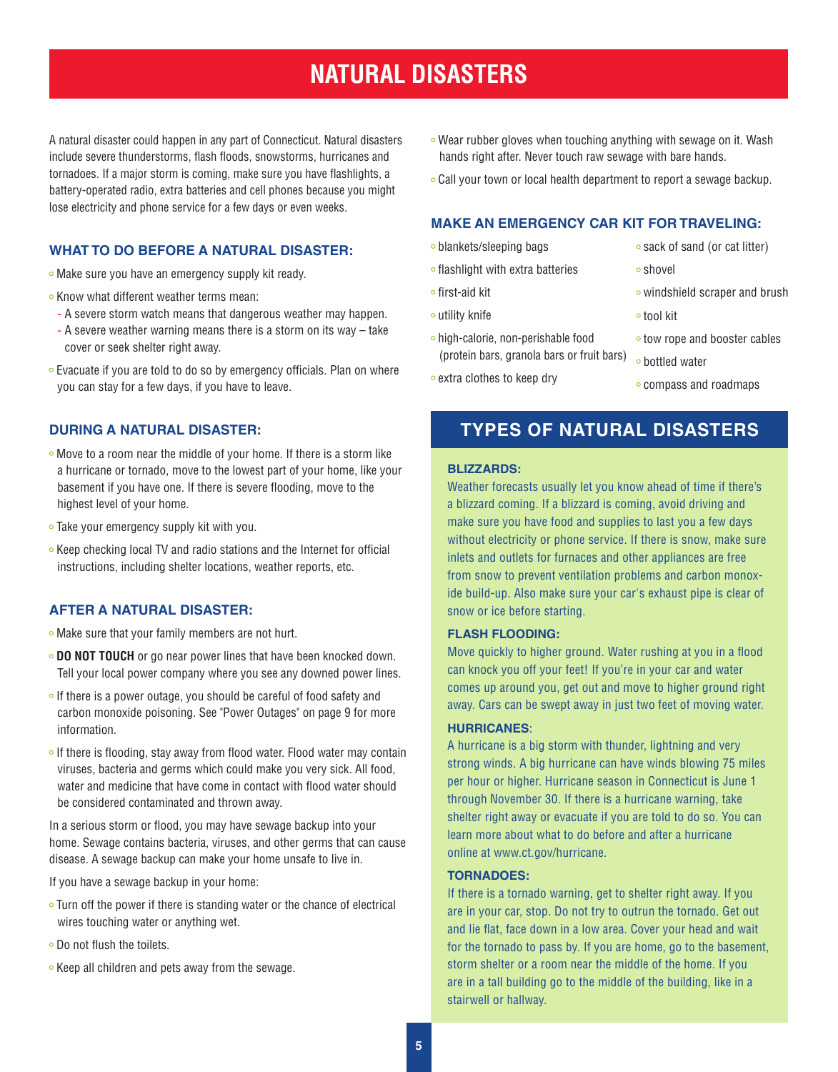# NATURAL DISASTERS

A natural disaster could happen in any part of Connecticut. Natural disasters include severe thunderstorms, flash floods, snowstorms, hurricanes and tornadoes. If a major storm is coming, make sure you have flashlights, a battery-operated radio, extra batteries and cell phones because you might lose electricity and phone service for a few days or even weeks.

### WHAT TO DO BEFORE A NATURAL DISASTER:

- Make sure you have an emergency supply kit ready.
- Know what different weather terms mean:
  - A severe storm watch means that dangerous weather may happen.
  - A severe weather warning means there is a storm on its way – take cover or seek shelter right away.
- Evacuate if you are told to do so by emergency officials. Plan on where you can stay for a few days, if you have to leave.

### DURING A NATURAL DISASTER:

- Move to a room near the middle of your home. If there is a storm like a hurricane or tornado, move to the lowest part of your home, like your basement if you have one. If there is severe flooding, move to the highest level of your home.
- Take your emergency supply kit with you.
- Keep checking local TV and radio stations and the Internet for official instructions, including shelter locations, weather reports, etc.

### AFTER A NATURAL DISASTER:

- Make sure that your family members are not hurt.
- **DO NOT TOUCH** or go near power lines that have been knocked down. Tell your local power company where you see any downed power lines.
- If there is a power outage, you should be careful of food safety and carbon monoxide poisoning. See "Power Outages" on page 9 for more information.
- If there is flooding, stay away from flood water. Flood water may contain viruses, bacteria and germs which could make you very sick. All food, water and medicine that have come in contact with flood water should be considered contaminated and thrown away.

In a serious storm or flood, you may have sewage backup into your home. Sewage contains bacteria, viruses, and other germs that can cause disease. A sewage backup can make your home unsafe to live in.

If you have a sewage backup in your home:

- Turn off the power if there is standing water or the chance of electrical wires touching water or anything wet.
- Do not flush the toilets.
- Keep all children and pets away from the sewage.
- Wear rubber gloves when touching anything with sewage on it. Wash hands right after. Never touch raw sewage with bare hands.
- Call your town or local health department to report a sewage backup.

### MAKE AN EMERGENCY CAR KIT FOR TRAVELING:

- blankets/sleeping bags
- flashlight with extra batteries
- first-aid kit
- utility knife
- high-calorie, non-perishable food (protein bars, granola bars or fruit bars)
- extra clothes to keep dry
- sack of sand (or cat litter)
- shovel
- windshield scraper and brush
- tool kit
- tow rope and booster cables
- bottled water
- compass and roadmaps

## TYPES OF NATURAL DISASTERS

**BLIZZARDS:**

Weather forecasts usually let you know ahead of time if there's a blizzard coming. If a blizzard is coming, avoid driving and make sure you have food and supplies to last you a few days without electricity or phone service. If there is snow, make sure inlets and outlets for furnaces and other appliances are free from snow to prevent ventilation problems and carbon monoxide build-up. Also make sure your car's exhaust pipe is clear of snow or ice before starting.

**FLASH FLOODING:**

Move quickly to higher ground. Water rushing at you in a flood can knock you off your feet! If you're in your car and water comes up around you, get out and move to higher ground right away. Cars can be swept away in just two feet of moving water.

**HURRICANES:**

A hurricane is a big storm with thunder, lightning and very strong winds. A big hurricane can have winds blowing 75 miles per hour or higher. Hurricane season in Connecticut is June 1 through November 30. If there is a hurricane warning, take shelter right away or evacuate if you are told to do so. You can learn more about what to do before and after a hurricane online at www.ct.gov/hurricane.

**TORNADOES:**

If there is a tornado warning, get to shelter right away. If you are in your car, stop. Do not try to outrun the tornado. Get out and lie flat, face down in a low area. Cover your head and wait for the tornado to pass by. If you are home, go to the basement, storm shelter or a room near the middle of the home. If you are in a tall building go to the middle of the building, like in a stairwell or hallway.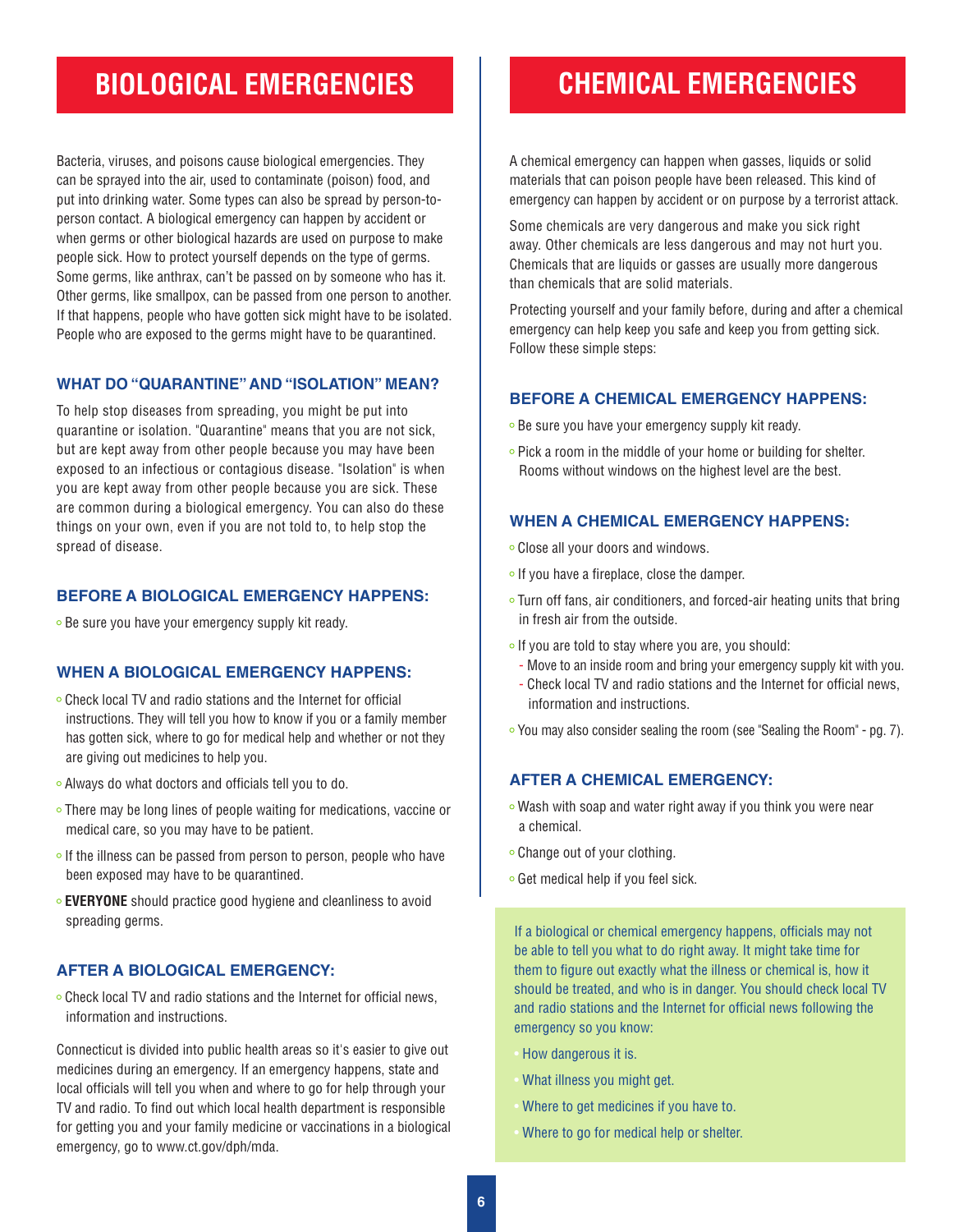# BIOLOGICAL EMERGENCIES

Bacteria, viruses, and poisons cause biological emergencies. They can be sprayed into the air, used to contaminate (poison) food, and put into drinking water. Some types can also be spread by person-to-person contact. A biological emergency can happen by accident or when germs or other biological hazards are used on purpose to make people sick. How to protect yourself depends on the type of germs. Some germs, like anthrax, can't be passed on by someone who has it. Other germs, like smallpox, can be passed from one person to another. If that happens, people who have gotten sick might have to be isolated. People who are exposed to the germs might have to be quarantined.

### WHAT DO "QUARANTINE" AND "ISOLATION" MEAN?

To help stop diseases from spreading, you might be put into quarantine or isolation. "Quarantine" means that you are not sick, but are kept away from other people because you may have been exposed to an infectious or contagious disease. "Isolation" is when you are kept away from other people because you are sick. These are common during a biological emergency. You can also do these things on your own, even if you are not told to, to help stop the spread of disease.

### BEFORE A BIOLOGICAL EMERGENCY HAPPENS:

- Be sure you have your emergency supply kit ready.

### WHEN A BIOLOGICAL EMERGENCY HAPPENS:

- Check local TV and radio stations and the Internet for official instructions. They will tell you how to know if you or a family member has gotten sick, where to go for medical help and whether or not they are giving out medicines to help you.
- Always do what doctors and officials tell you to do.
- There may be long lines of people waiting for medications, vaccine or medical care, so you may have to be patient.
- If the illness can be passed from person to person, people who have been exposed may have to be quarantined.
- **EVERYONE** should practice good hygiene and cleanliness to avoid spreading germs.

### AFTER A BIOLOGICAL EMERGENCY:

- Check local TV and radio stations and the Internet for official news, information and instructions.

Connecticut is divided into public health areas so it's easier to give out medicines during an emergency. If an emergency happens, state and local officials will tell you when and where to go for help through your TV and radio. To find out which local health department is responsible for getting you and your family medicine or vaccinations in a biological emergency, go to www.ct.gov/dph/mda.

# CHEMICAL EMERGENCIES

A chemical emergency can happen when gasses, liquids or solid materials that can poison people have been released. This kind of emergency can happen by accident or on purpose by a terrorist attack.

Some chemicals are very dangerous and make you sick right away. Other chemicals are less dangerous and may not hurt you. Chemicals that are liquids or gasses are usually more dangerous than chemicals that are solid materials.

Protecting yourself and your family before, during and after a chemical emergency can help keep you safe and keep you from getting sick. Follow these simple steps:

### BEFORE A CHEMICAL EMERGENCY HAPPENS:

- Be sure you have your emergency supply kit ready.
- Pick a room in the middle of your home or building for shelter. Rooms without windows on the highest level are the best.

### WHEN A CHEMICAL EMERGENCY HAPPENS:

- Close all your doors and windows.
- If you have a fireplace, close the damper.
- Turn off fans, air conditioners, and forced-air heating units that bring in fresh air from the outside.
- If you are told to stay where you are, you should:
  - Move to an inside room and bring your emergency supply kit with you.
  - Check local TV and radio stations and the Internet for official news, information and instructions.
- You may also consider sealing the room (see "Sealing the Room" - pg. 7).

### AFTER A CHEMICAL EMERGENCY:

- Wash with soap and water right away if you think you were near a chemical.
- Change out of your clothing.
- Get medical help if you feel sick.

If a biological or chemical emergency happens, officials may not be able to tell you what to do right away. It might take time for them to figure out exactly what the illness or chemical is, how it should be treated, and who is in danger. You should check local TV and radio stations and the Internet for official news following the emergency so you know:

- How dangerous it is.
- What illness you might get.
- Where to get medicines if you have to.
- Where to go for medical help or shelter.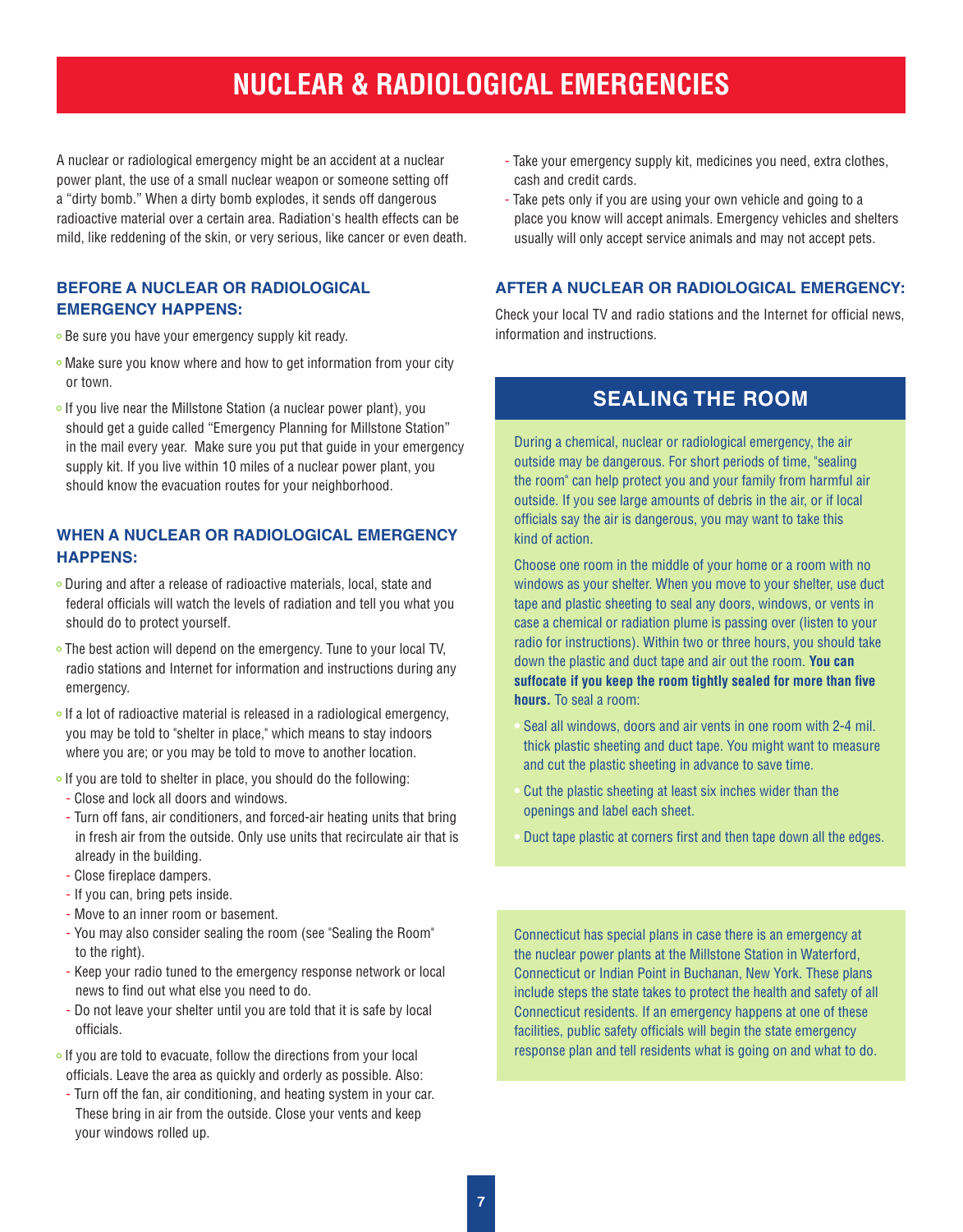# NUCLEAR & RADIOLOGICAL EMERGENCIES

A nuclear or radiological emergency might be an accident at a nuclear power plant, the use of a small nuclear weapon or someone setting off a "dirty bomb." When a dirty bomb explodes, it sends off dangerous radioactive material over a certain area. Radiation's health effects can be mild, like reddening of the skin, or very serious, like cancer or even death.

### BEFORE A NUCLEAR OR RADIOLOGICAL EMERGENCY HAPPENS:

- Be sure you have your emergency supply kit ready.
- Make sure you know where and how to get information from your city or town.
- If you live near the Millstone Station (a nuclear power plant), you should get a guide called "Emergency Planning for Millstone Station" in the mail every year. Make sure you put that guide in your emergency supply kit. If you live within 10 miles of a nuclear power plant, you should know the evacuation routes for your neighborhood.

### WHEN A NUCLEAR OR RADIOLOGICAL EMERGENCY HAPPENS:

- During and after a release of radioactive materials, local, state and federal officials will watch the levels of radiation and tell you what you should do to protect yourself.
- The best action will depend on the emergency. Tune to your local TV, radio stations and Internet for information and instructions during any emergency.
- If a lot of radioactive material is released in a radiological emergency, you may be told to "shelter in place," which means to stay indoors where you are; or you may be told to move to another location.
- If you are told to shelter in place, you should do the following:
  - Close and lock all doors and windows.
  - Turn off fans, air conditioners, and forced-air heating units that bring in fresh air from the outside. Only use units that recirculate air that is already in the building.
  - Close fireplace dampers.
  - If you can, bring pets inside.
  - Move to an inner room or basement.
  - You may also consider sealing the room (see "Sealing the Room" to the right).
  - Keep your radio tuned to the emergency response network or local news to find out what else you need to do.
  - Do not leave your shelter until you are told that it is safe by local officials.
- If you are told to evacuate, follow the directions from your local officials. Leave the area as quickly and orderly as possible. Also:
  - Turn off the fan, air conditioning, and heating system in your car. These bring in air from the outside. Close your vents and keep your windows rolled up.
  - Take your emergency supply kit, medicines you need, extra clothes, cash and credit cards.
  - Take pets only if you are using your own vehicle and going to a place you know will accept animals. Emergency vehicles and shelters usually will only accept service animals and may not accept pets.

### AFTER A NUCLEAR OR RADIOLOGICAL EMERGENCY:

Check your local TV and radio stations and the Internet for official news, information and instructions.

## SEALING THE ROOM

During a chemical, nuclear or radiological emergency, the air outside may be dangerous. For short periods of time, "sealing the room" can help protect you and your family from harmful air outside. If you see large amounts of debris in the air, or if local officials say the air is dangerous, you may want to take this kind of action.

Choose one room in the middle of your home or a room with no windows as your shelter. When you move to your shelter, use duct tape and plastic sheeting to seal any doors, windows, or vents in case a chemical or radiation plume is passing over (listen to your radio for instructions). Within two or three hours, you should take down the plastic and duct tape and air out the room. **You can suffocate if you keep the room tightly sealed for more than five hours.** To seal a room:

- Seal all windows, doors and air vents in one room with 2-4 mil. thick plastic sheeting and duct tape. You might want to measure and cut the plastic sheeting in advance to save time.
- Cut the plastic sheeting at least six inches wider than the openings and label each sheet.
- Duct tape plastic at corners first and then tape down all the edges.

Connecticut has special plans in case there is an emergency at the nuclear power plants at the Millstone Station in Waterford, Connecticut or Indian Point in Buchanan, New York. These plans include steps the state takes to protect the health and safety of all Connecticut residents. If an emergency happens at one of these facilities, public safety officials will begin the state emergency response plan and tell residents what is going on and what to do.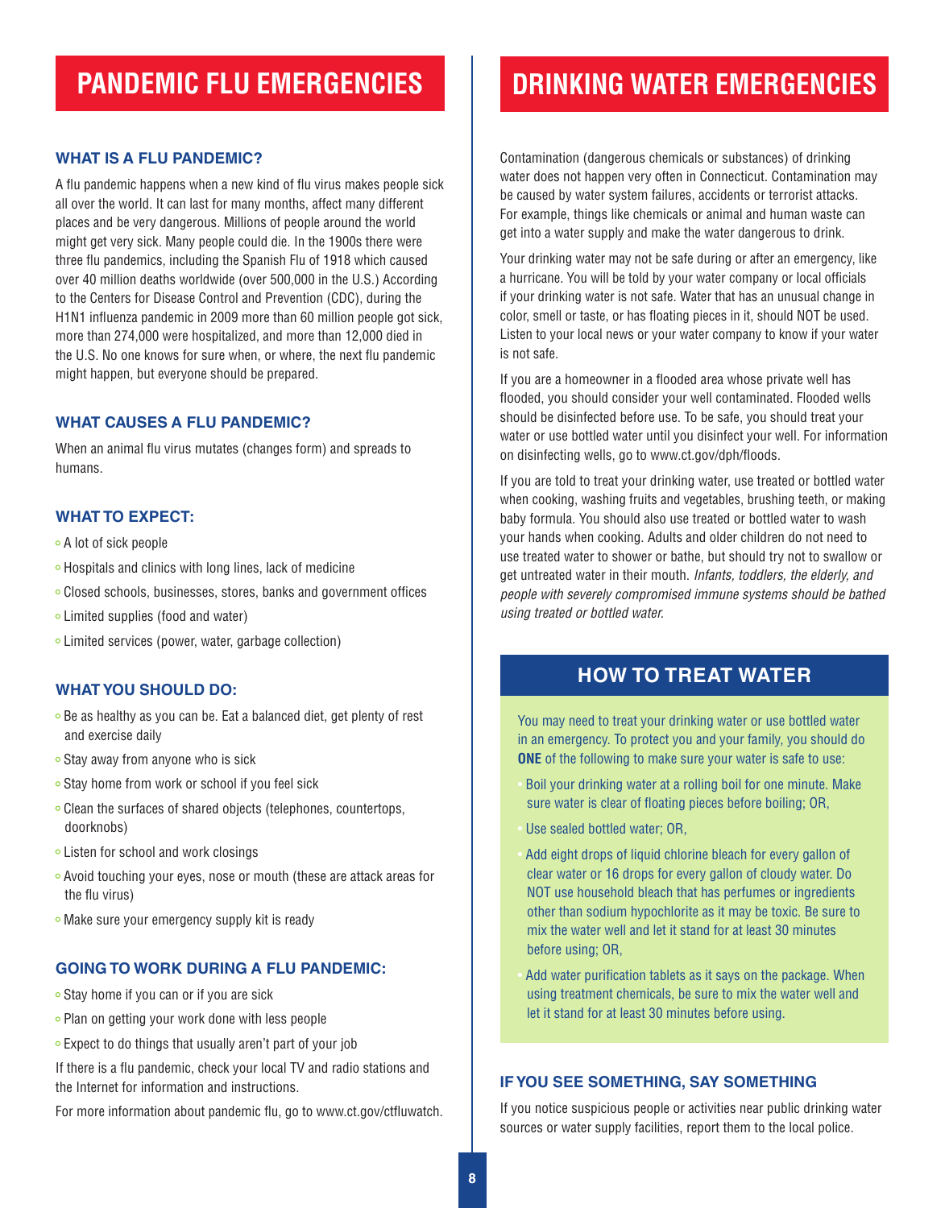# PANDEMIC FLU EMERGENCIES

### WHAT IS A FLU PANDEMIC?

A flu pandemic happens when a new kind of flu virus makes people sick all over the world. It can last for many months, affect many different places and be very dangerous. Millions of people around the world might get very sick. Many people could die. In the 1900s there were three flu pandemics, including the Spanish Flu of 1918 which caused over 40 million deaths worldwide (over 500,000 in the U.S.) According to the Centers for Disease Control and Prevention (CDC), during the H1N1 influenza pandemic in 2009 more than 60 million people got sick, more than 274,000 were hospitalized, and more than 12,000 died in the U.S. No one knows for sure when, or where, the next flu pandemic might happen, but everyone should be prepared.

### WHAT CAUSES A FLU PANDEMIC?

When an animal flu virus mutates (changes form) and spreads to humans.

### WHAT TO EXPECT:

- A lot of sick people
- Hospitals and clinics with long lines, lack of medicine
- Closed schools, businesses, stores, banks and government offices
- Limited supplies (food and water)
- Limited services (power, water, garbage collection)

### WHAT YOU SHOULD DO:

- Be as healthy as you can be. Eat a balanced diet, get plenty of rest and exercise daily
- Stay away from anyone who is sick
- Stay home from work or school if you feel sick
- Clean the surfaces of shared objects (telephones, countertops, doorknobs)
- Listen for school and work closings
- Avoid touching your eyes, nose or mouth (these are attack areas for the flu virus)
- Make sure your emergency supply kit is ready

### GOING TO WORK DURING A FLU PANDEMIC:

- Stay home if you can or if you are sick
- Plan on getting your work done with less people
- Expect to do things that usually aren't part of your job

If there is a flu pandemic, check your local TV and radio stations and the Internet for information and instructions.

For more information about pandemic flu, go to www.ct.gov/ctfluwatch.

# DRINKING WATER EMERGENCIES

Contamination (dangerous chemicals or substances) of drinking water does not happen very often in Connecticut. Contamination may be caused by water system failures, accidents or terrorist attacks. For example, things like chemicals or animal and human waste can get into a water supply and make the water dangerous to drink.

Your drinking water may not be safe during or after an emergency, like a hurricane. You will be told by your water company or local officials if your drinking water is not safe. Water that has an unusual change in color, smell or taste, or has floating pieces in it, should NOT be used. Listen to your local news or your water company to know if your water is not safe.

If you are a homeowner in a flooded area whose private well has flooded, you should consider your well contaminated. Flooded wells should be disinfected before use. To be safe, you should treat your water or use bottled water until you disinfect your well. For information on disinfecting wells, go to www.ct.gov/dph/floods.

If you are told to treat your drinking water, use treated or bottled water when cooking, washing fruits and vegetables, brushing teeth, or making baby formula. You should also use treated or bottled water to wash your hands when cooking. Adults and older children do not need to use treated water to shower or bathe, but should try not to swallow or get untreated water in their mouth. *Infants, toddlers, the elderly, and people with severely compromised immune systems should be bathed using treated or bottled water.*

## HOW TO TREAT WATER

You may need to treat your drinking water or use bottled water in an emergency. To protect you and your family, you should do **ONE** of the following to make sure your water is safe to use:

- Boil your drinking water at a rolling boil for one minute. Make sure water is clear of floating pieces before boiling; OR,
- Use sealed bottled water; OR,
- Add eight drops of liquid chlorine bleach for every gallon of clear water or 16 drops for every gallon of cloudy water. Do NOT use household bleach that has perfumes or ingredients other than sodium hypochlorite as it may be toxic. Be sure to mix the water well and let it stand for at least 30 minutes before using; OR,
- Add water purification tablets as it says on the package. When using treatment chemicals, be sure to mix the water well and let it stand for at least 30 minutes before using.

### IF YOU SEE SOMETHING, SAY SOMETHING

If you notice suspicious people or activities near public drinking water sources or water supply facilities, report them to the local police.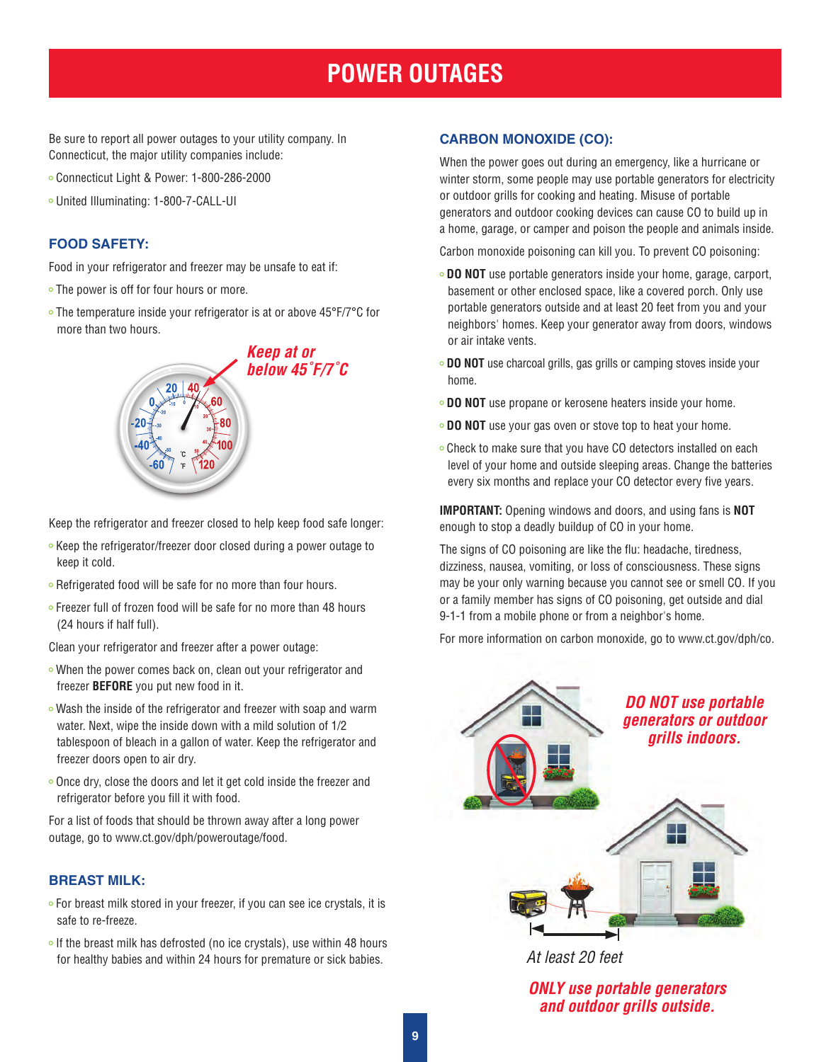# POWER OUTAGES

Be sure to report all power outages to your utility company. In Connecticut, the major utility companies include:

- Connecticut Light & Power: 1-800-286-2000
- United Illuminating: 1-800-7-CALL-UI

## FOOD SAFETY:

Food in your refrigerator and freezer may be unsafe to eat if:

- The power is off for four hours or more.
- The temperature inside your refrigerator is at or above 45°F/7°C for more than two hours.

*Keep at or below 45˚F/7˚C*

Keep the refrigerator and freezer closed to help keep food safe longer:

- Keep the refrigerator/freezer door closed during a power outage to keep it cold.
- Refrigerated food will be safe for no more than four hours.
- Freezer full of frozen food will be safe for no more than 48 hours (24 hours if half full).

Clean your refrigerator and freezer after a power outage:

- When the power comes back on, clean out your refrigerator and freezer **BEFORE** you put new food in it.
- Wash the inside of the refrigerator and freezer with soap and warm water. Next, wipe the inside down with a mild solution of 1/2 tablespoon of bleach in a gallon of water. Keep the refrigerator and freezer doors open to air dry.
- Once dry, close the doors and let it get cold inside the freezer and refrigerator before you fill it with food.

For a list of foods that should be thrown away after a long power outage, go to www.ct.gov/dph/poweroutage/food.

## BREAST MILK:

- For breast milk stored in your freezer, if you can see ice crystals, it is safe to re-freeze.
- If the breast milk has defrosted (no ice crystals), use within 48 hours for healthy babies and within 24 hours for premature or sick babies.

## CARBON MONOXIDE (CO):

When the power goes out during an emergency, like a hurricane or winter storm, some people may use portable generators for electricity or outdoor grills for cooking and heating. Misuse of portable generators and outdoor cooking devices can cause CO to build up in a home, garage, or camper and poison the people and animals inside.

Carbon monoxide poisoning can kill you. To prevent CO poisoning:

- **DO NOT** use portable generators inside your home, garage, carport, basement or other enclosed space, like a covered porch. Only use portable generators outside and at least 20 feet from you and your neighbors' homes. Keep your generator away from doors, windows or air intake vents.
- **DO NOT** use charcoal grills, gas grills or camping stoves inside your home.
- **DO NOT** use propane or kerosene heaters inside your home.
- **DO NOT** use your gas oven or stove top to heat your home.
- Check to make sure that you have CO detectors installed on each level of your home and outside sleeping areas. Change the batteries every six months and replace your CO detector every five years.

**IMPORTANT:** Opening windows and doors, and using fans is **NOT** enough to stop a deadly buildup of CO in your home.

The signs of CO poisoning are like the flu: headache, tiredness, dizziness, nausea, vomiting, or loss of consciousness. These signs may be your only warning because you cannot see or smell CO. If you or a family member has signs of CO poisoning, get outside and dial 9-1-1 from a mobile phone or from a neighbor's home.

For more information on carbon monoxide, go to www.ct.gov/dph/co.

*DO NOT use portable generators or outdoor grills indoors.*

*At least 20 feet*

*ONLY use portable generators and outdoor grills outside.*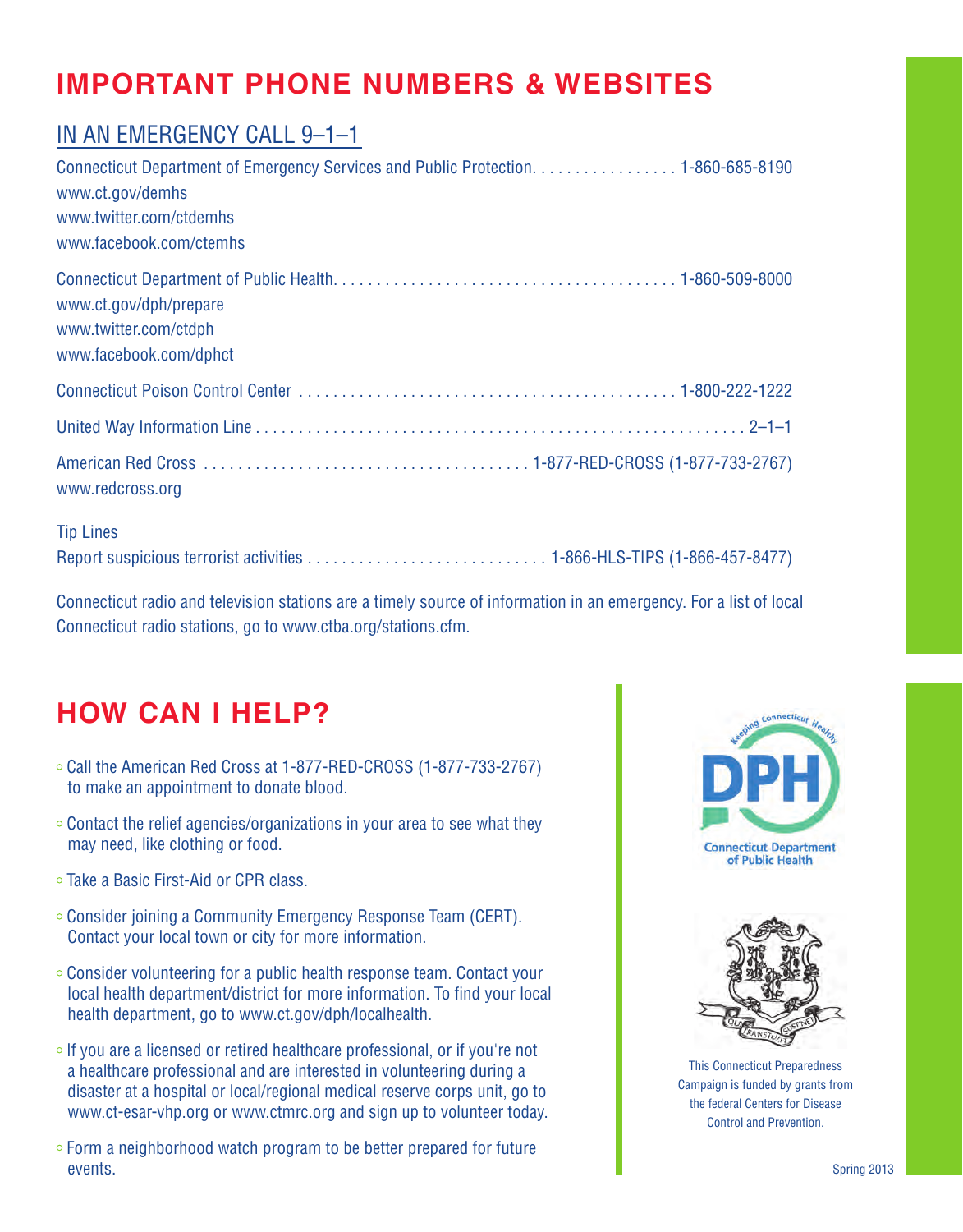# IMPORTANT PHONE NUMBERS & WEBSITES

## IN AN EMERGENCY CALL 9–1–1

Connecticut Department of Emergency Services and Public Protection. . . . . . . . . . . . . . . . . 1-860-685-8190
www.ct.gov/demhs
www.twitter.com/ctdemhs
www.facebook.com/ctemhs

Connecticut Department of Public Health. . . . . . . . . . . . . . . . . . . . . . . . . . . . . . . . . . . . . . . 1-860-509-8000
www.ct.gov/dph/prepare
www.twitter.com/ctdph
www.facebook.com/dphct

Connecticut Poison Control Center . . . . . . . . . . . . . . . . . . . . . . . . . . . . . . . . . . . . . . . . . . . 1-800-222-1222

United Way Information Line . . . . . . . . . . . . . . . . . . . . . . . . . . . . . . . . . . . . . . . . . . . . . . . . . . . . . 2–1–1

American Red Cross . . . . . . . . . . . . . . . . . . . . . . . . . . . . . . . . . . . . . 1-877-RED-CROSS (1-877-733-2767)
www.redcross.org

Tip Lines
Report suspicious terrorist activities . . . . . . . . . . . . . . . . . . . . . . . . . . . . 1-866-HLS-TIPS (1-866-457-8477)

Connecticut radio and television stations are a timely source of information in an emergency. For a list of local Connecticut radio stations, go to www.ctba.org/stations.cfm.

# HOW CAN I HELP?

- Call the American Red Cross at 1-877-RED-CROSS (1-877-733-2767) to make an appointment to donate blood.
- Contact the relief agencies/organizations in your area to see what they may need, like clothing or food.
- Take a Basic First-Aid or CPR class.
- Consider joining a Community Emergency Response Team (CERT). Contact your local town or city for more information.
- Consider volunteering for a public health response team. Contact your local health department/district for more information. To find your local health department, go to www.ct.gov/dph/localhealth.
- If you are a licensed or retired healthcare professional, or if you're not a healthcare professional and are interested in volunteering during a disaster at a hospital or local/regional medical reserve corps unit, go to www.ct-esar-vhp.org or www.ctmrc.org and sign up to volunteer today.
- Form a neighborhood watch program to be better prepared for future events.

Keeping Connecticut Healthy
DPH
Connecticut Department of Public Health

This Connecticut Preparedness Campaign is funded by grants from the federal Centers for Disease Control and Prevention.

Spring 2013